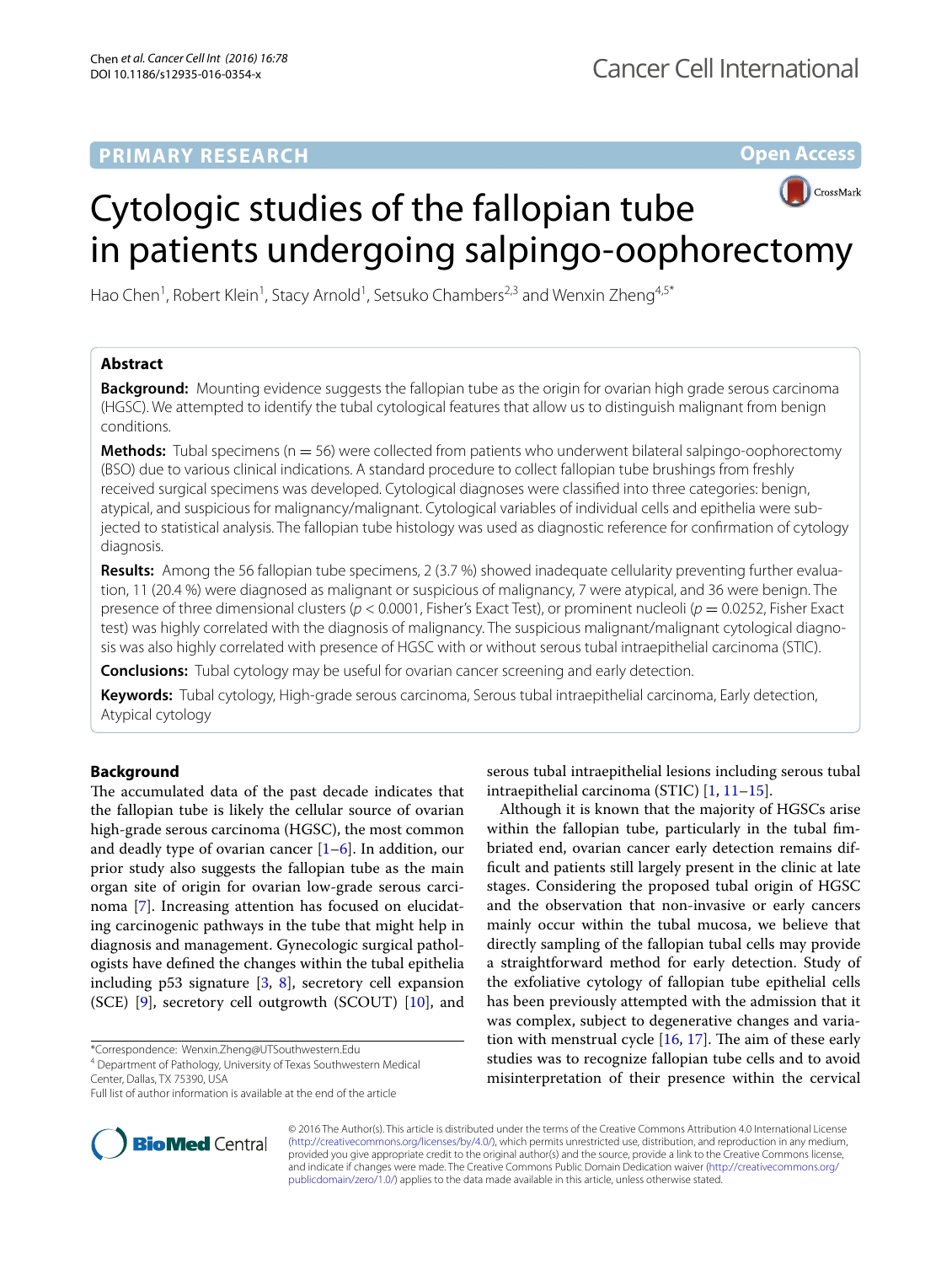PRIMARY RESEARCH

Open Access

# Cytologic studies of the fallopian tube in patients undergoing salpingo-oophorectomy

Hao Chen[1], Robert Klein[1], Stacy Arnold[1], Setsuko Chambers[2,3] and Wenxin Zheng[4,5*]

## Abstract

**Background:** Mounting evidence suggests the fallopian tube as the origin for ovarian high grade serous carcinoma (HGSC). We attempted to identify the tubal cytological features that allow us to distinguish malignant from benign conditions.

**Methods:** Tubal specimens (n = 56) were collected from patients who underwent bilateral salpingo-oophorectomy (BSO) due to various clinical indications. A standard procedure to collect fallopian tube brushings from freshly received surgical specimens was developed. Cytological diagnoses were classified into three categories: benign, atypical, and suspicious for malignancy/malignant. Cytological variables of individual cells and epithelia were subjected to statistical analysis. The fallopian tube histology was used as diagnostic reference for confirmation of cytology diagnosis.

**Results:** Among the 56 fallopian tube specimens, 2 (3.7 %) showed inadequate cellularity preventing further evaluation, 11 (20.4 %) were diagnosed as malignant or suspicious of malignancy, 7 were atypical, and 36 were benign. The presence of three dimensional clusters ($p < 0.0001$, Fisher's Exact Test), or prominent nucleoli ($p = 0.0252$, Fisher Exact test) was highly correlated with the diagnosis of malignancy. The suspicious malignant/malignant cytological diagnosis was also highly correlated with presence of HGSC with or without serous tubal intraepithelial carcinoma (STIC).

**Conclusions:** Tubal cytology may be useful for ovarian cancer screening and early detection.

**Keywords:** Tubal cytology, High-grade serous carcinoma, Serous tubal intraepithelial carcinoma, Early detection, Atypical cytology

## Background

The accumulated data of the past decade indicates that the fallopian tube is likely the cellular source of ovarian high-grade serous carcinoma (HGSC), the most common and deadly type of ovarian cancer [1–6]. In addition, our prior study also suggests the fallopian tube as the main organ site of origin for ovarian low-grade serous carcinoma [7]. Increasing attention has focused on elucidating carcinogenic pathways in the tube that might help in diagnosis and management. Gynecologic surgical pathologists have defined the changes within the tubal epithelia including p53 signature [3, 8], secretory cell expansion (SCE) [9], secretory cell outgrowth (SCOUT) [10], and serous tubal intraepithelial lesions including serous tubal intraepithelial carcinoma (STIC) [1, 11–15].

Although it is known that the majority of HGSCs arise within the fallopian tube, particularly in the tubal fimbriated end, ovarian cancer early detection remains difficult and patients still largely present in the clinic at late stages. Considering the proposed tubal origin of HGSC and the observation that non-invasive or early cancers mainly occur within the tubal mucosa, we believe that directly sampling of the fallopian tubal cells may provide a straightforward method for early detection. Study of the exfoliative cytology of fallopian tube epithelial cells has been previously attempted with the admission that it was complex, subject to degenerative changes and variation with menstrual cycle [16, 17]. The aim of these early studies was to recognize fallopian tube cells and to avoid misinterpretation of their presence within the cervical

*Correspondence: Wenxin.Zheng@UTSouthwestern.Edu
[4] Department of Pathology, University of Texas Southwestern Medical Center, Dallas, TX 75390, USA
Full list of author information is available at the end of the article

© 2016 The Author(s). This article is distributed under the terms of the Creative Commons Attribution 4.0 International License (http://creativecommons.org/licenses/by/4.0/), which permits unrestricted use, distribution, and reproduction in any medium, provided you give appropriate credit to the original author(s) and the source, provide a link to the Creative Commons license, and indicate if changes were made. The Creative Commons Public Domain Dedication waiver (http://creativecommons.org/publicdomain/zero/1.0/) applies to the data made available in this article, unless otherwise stated.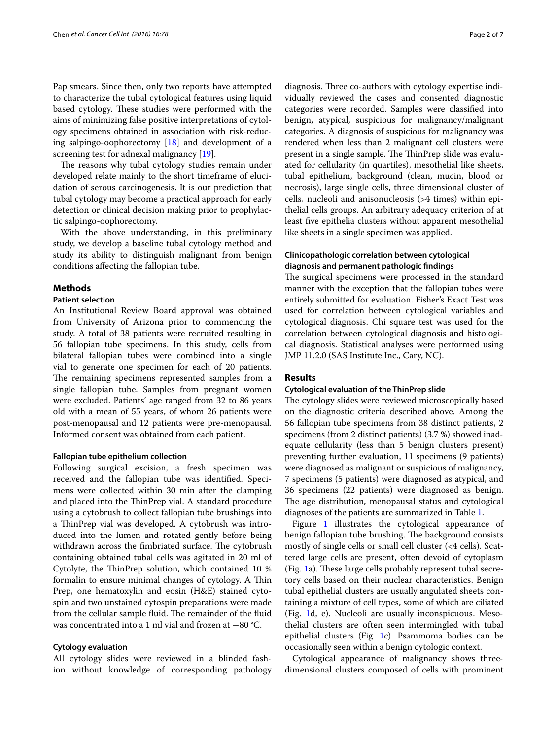Pap smears. Since then, only two reports have attempted to characterize the tubal cytological features using liquid based cytology. These studies were performed with the aims of minimizing false positive interpretations of cytology specimens obtained in association with risk-reducing salpingo-oophorectomy [18] and development of a screening test for adnexal malignancy [19].

The reasons why tubal cytology studies remain under developed relate mainly to the short timeframe of elucidation of serous carcinogenesis. It is our prediction that tubal cytology may become a practical approach for early detection or clinical decision making prior to prophylactic salpingo-oophorectomy.

With the above understanding, in this preliminary study, we develop a baseline tubal cytology method and study its ability to distinguish malignant from benign conditions affecting the fallopian tube.

## Methods

### Patient selection

An Institutional Review Board approval was obtained from University of Arizona prior to commencing the study. A total of 38 patients were recruited resulting in 56 fallopian tube specimens. In this study, cells from bilateral fallopian tubes were combined into a single vial to generate one specimen for each of 20 patients. The remaining specimens represented samples from a single fallopian tube. Samples from pregnant women were excluded. Patients' age ranged from 32 to 86 years old with a mean of 55 years, of whom 26 patients were post-menopausal and 12 patients were pre-menopausal. Informed consent was obtained from each patient.

#### Fallopian tube epithelium collection

Following surgical excision, a fresh specimen was received and the fallopian tube was identified. Specimens were collected within 30 min after the clamping and placed into the ThinPrep vial. A standard procedure using a cytobrush to collect fallopian tube brushings into a ThinPrep vial was developed. A cytobrush was introduced into the lumen and rotated gently before being withdrawn across the fimbriated surface. The cytobrush containing obtained tubal cells was agitated in 20 ml of Cytolyte, the ThinPrep solution, which contained 10 % formalin to ensure minimal changes of cytology. A Thin Prep, one hematoxylin and eosin (H&E) stained cytospin and two unstained cytospin preparations were made from the cellular sample fluid. The remainder of the fluid was concentrated into a 1 ml vial and frozen at −80 °C.

#### Cytology evaluation

All cytology slides were reviewed in a blinded fashion without knowledge of corresponding pathology diagnosis. Three co-authors with cytology expertise individually reviewed the cases and consented diagnostic categories were recorded. Samples were classified into benign, atypical, suspicious for malignancy/malignant categories. A diagnosis of suspicious for malignancy was rendered when less than 2 malignant cell clusters were present in a single sample. The ThinPrep slide was evaluated for cellularity (in quartiles), mesothelial like sheets, tubal epithelium, background (clean, mucin, blood or necrosis), large single cells, three dimensional cluster of cells, nucleoli and anisonucleosis (>4 times) within epithelial cells groups. An arbitrary adequacy criterion of at least five epithelia clusters without apparent mesothelial like sheets in a single specimen was applied.

### Clinicopathologic correlation between cytological diagnosis and permanent pathologic findings

The surgical specimens were processed in the standard manner with the exception that the fallopian tubes were entirely submitted for evaluation. Fisher's Exact Test was used for correlation between cytological variables and cytological diagnosis. Chi square test was used for the correlation between cytological diagnosis and histological diagnosis. Statistical analyses were performed using JMP 11.2.0 (SAS Institute Inc., Cary, NC).

## Results

### Cytological evaluation of the ThinPrep slide

The cytology slides were reviewed microscopically based on the diagnostic criteria described above. Among the 56 fallopian tube specimens from 38 distinct patients, 2 specimens (from 2 distinct patients) (3.7 %) showed inadequate cellularity (less than 5 benign clusters present) preventing further evaluation, 11 specimens (9 patients) were diagnosed as malignant or suspicious of malignancy, 7 specimens (5 patients) were diagnosed as atypical, and 36 specimens (22 patients) were diagnosed as benign. The age distribution, menopausal status and cytological diagnoses of the patients are summarized in Table 1.

Figure 1 illustrates the cytological appearance of benign fallopian tube brushing. The background consists mostly of single cells or small cell cluster (<4 cells). Scattered large cells are present, often devoid of cytoplasm (Fig. 1a). These large cells probably represent tubal secretory cells based on their nuclear characteristics. Benign tubal epithelial clusters are usually angulated sheets containing a mixture of cell types, some of which are ciliated (Fig. 1d, e). Nucleoli are usually inconspicuous. Mesothelial clusters are often seen intermingled with tubal epithelial clusters (Fig. 1c). Psammoma bodies can be occasionally seen within a benign cytologic context.

Cytological appearance of malignancy shows three-dimensional clusters composed of cells with prominent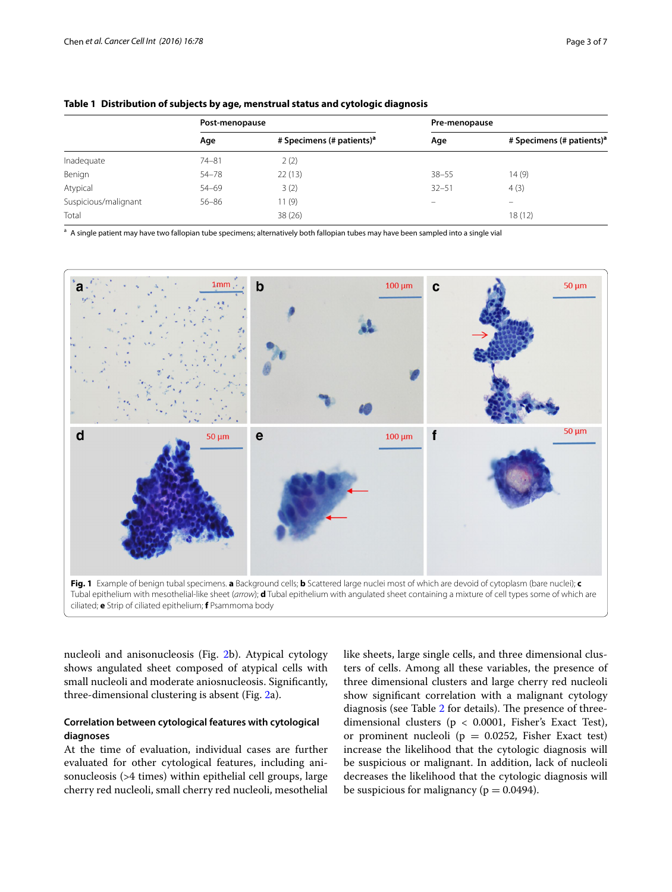**Table 1 Distribution of subjects by age, menstrual status and cytologic diagnosis**

| | Post-menopause | | Pre-menopause | |
|---|---|---|---|---|
| | Age | # Specimens (# patients)[a] | Age | # Specimens (# patients)[a] |
| Inadequate | 74–81 | 2 (2) | | |
| Benign | 54–78 | 22 (13) | 38–55 | 14 (9) |
| Atypical | 54–69 | 3 (2) | 32–51 | 4 (3) |
| Suspicious/malignant | 56–86 | 11 (9) | – | – |
| Total | | 38 (26) | | 18 (12) |

[a] A single patient may have two fallopian tube specimens; alternatively both fallopian tubes may have been sampled into a single vial

**Fig. 1** Example of benign tubal specimens. **a** Background cells; **b** Scattered large nuclei most of which are devoid of cytoplasm (bare nuclei); **c** Tubal epithelium with mesothelial-like sheet (*arrow*); **d** Tubal epithelium with angulated sheet containing a mixture of cell types some of which are ciliated; **e** Strip of ciliated epithelium; **f** Psammoma body

nucleoli and anisonucleosis (Fig. 2b). Atypical cytology shows angulated sheet composed of atypical cells with small nucleoli and moderate aniosnucleosis. Significantly, three-dimensional clustering is absent (Fig. 2a).

### Correlation between cytological features with cytological diagnoses

At the time of evaluation, individual cases are further evaluated for other cytological features, including anisonucleosis (>4 times) within epithelial cell groups, large cherry red nucleoli, small cherry red nucleoli, mesothelial like sheets, large single cells, and three dimensional clusters of cells. Among all these variables, the presence of three dimensional clusters and large cherry red nucleoli show significant correlation with a malignant cytology diagnosis (see Table 2 for details). The presence of three-dimensional clusters ($p < 0.0001$, Fisher's Exact Test), or prominent nucleoli ($p = 0.0252$, Fisher Exact test) increase the likelihood that the cytologic diagnosis will be suspicious or malignant. In addition, lack of nucleoli decreases the likelihood that the cytologic diagnosis will be suspicious for malignancy ($p = 0.0494$).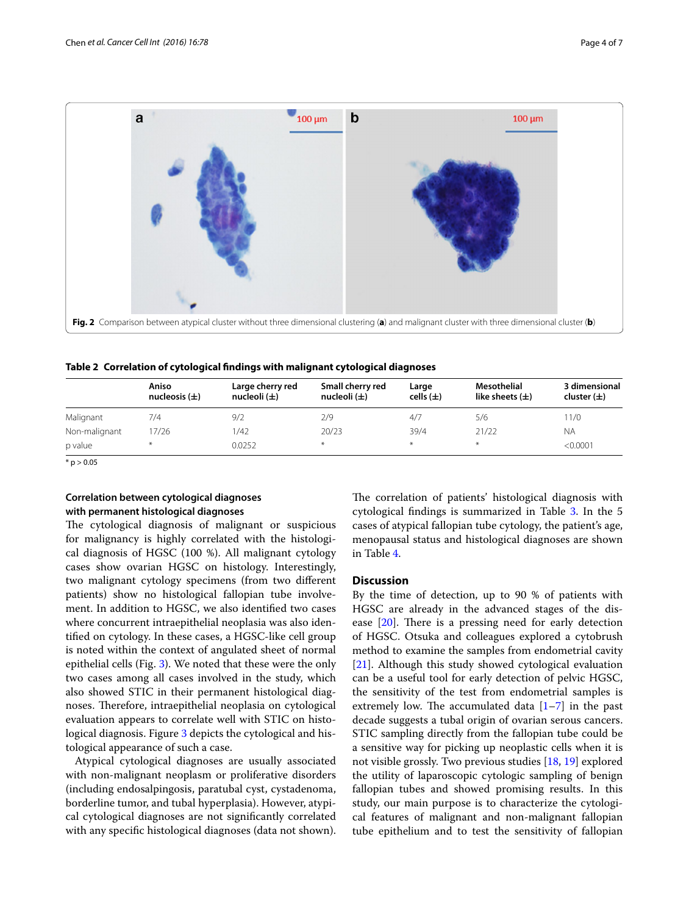Fig. 2 Comparison between atypical cluster without three dimensional clustering (**a**) and malignant cluster with three dimensional cluster (**b**)

**Table 2 Correlation of cytological findings with malignant cytological diagnoses**

| | Aniso nucleosis (±) | Large cherry red nucleoli (±) | Small cherry red nucleoli (±) | Large cells (±) | Mesothelial like sheets (±) | 3 dimensional cluster (±) |
|---|---|---|---|---|---|---|
| Malignant | 7/4 | 9/2 | 2/9 | 4/7 | 5/6 | 11/0 |
| Non-malignant | 17/26 | 1/42 | 20/23 | 39/4 | 21/22 | NA |
| p value | * | 0.0252 | * | * | * | <0.0001 |

* p > 0.05

### Correlation between cytological diagnoses with permanent histological diagnoses

The cytological diagnosis of malignant or suspicious for malignancy is highly correlated with the histological diagnosis of HGSC (100 %). All malignant cytology cases show ovarian HGSC on histology. Interestingly, two malignant cytology specimens (from two different patients) show no histological fallopian tube involvement. In addition to HGSC, we also identified two cases where concurrent intraepithelial neoplasia was also identified on cytology. In these cases, a HGSC-like cell group is noted within the context of angulated sheet of normal epithelial cells (Fig. 3). We noted that these were the only two cases among all cases involved in the study, which also showed STIC in their permanent histological diagnoses. Therefore, intraepithelial neoplasia on cytological evaluation appears to correlate well with STIC on histological diagnosis. Figure 3 depicts the cytological and histological appearance of such a case.

Atypical cytological diagnoses are usually associated with non-malignant neoplasm or proliferative disorders (including endosalpingosis, paratubal cyst, cystadenoma, borderline tumor, and tubal hyperplasia). However, atypical cytological diagnoses are not significantly correlated with any specific histological diagnoses (data not shown).

The correlation of patients' histological diagnosis with cytological findings is summarized in Table 3. In the 5 cases of atypical fallopian tube cytology, the patient's age, menopausal status and histological diagnoses are shown in Table 4.

## Discussion

By the time of detection, up to 90 % of patients with HGSC are already in the advanced stages of the disease [20]. There is a pressing need for early detection of HGSC. Otsuka and colleagues explored a cytobrush method to examine the samples from endometrial cavity [21]. Although this study showed cytological evaluation can be a useful tool for early detection of pelvic HGSC, the sensitivity of the test from endometrial samples is extremely low. The accumulated data [1–7] in the past decade suggests a tubal origin of ovarian serous cancers. STIC sampling directly from the fallopian tube could be a sensitive way for picking up neoplastic cells when it is not visible grossly. Two previous studies [18, 19] explored the utility of laparoscopic cytologic sampling of benign fallopian tubes and showed promising results. In this study, our main purpose is to characterize the cytological features of malignant and non-malignant fallopian tube epithelium and to test the sensitivity of fallopian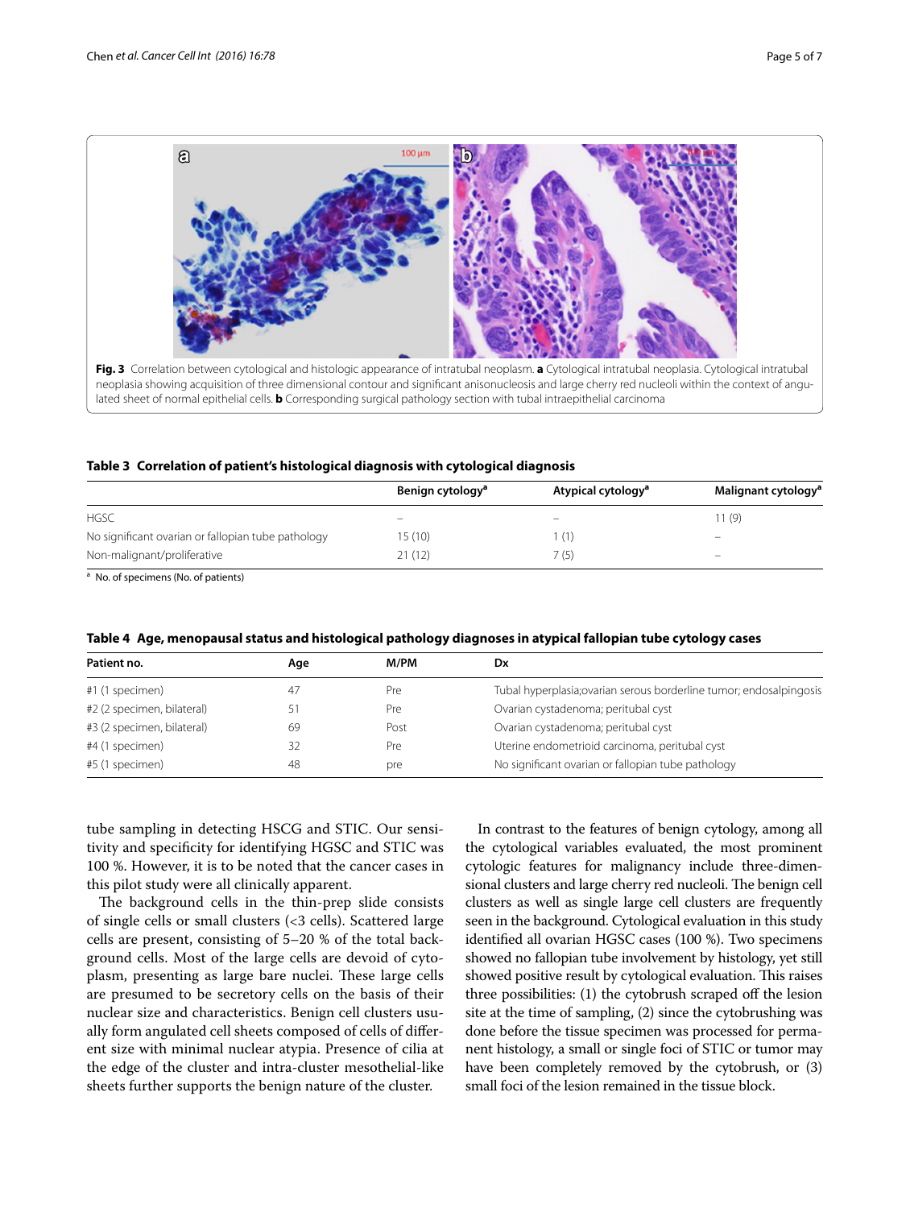**Fig. 3** Correlation between cytological and histologic appearance of intratubal neoplasm. **a** Cytological intratubal neoplasia. Cytological intratubal neoplasia showing acquisition of three dimensional contour and significant anisonucleosis and large cherry red nucleoli within the context of angulated sheet of normal epithelial cells. **b** Corresponding surgical pathology section with tubal intraepithelial carcinoma

**Table 3 Correlation of patient's histological diagnosis with cytological diagnosis**

| | Benign cytology[a] | Atypical cytology[a] | Malignant cytology[a] |
|---|---|---|---|
| HGSC | – | – | 11 (9) |
| No significant ovarian or fallopian tube pathology | 15 (10) | 1 (1) | – |
| Non-malignant/proliferative | 21 (12) | 7 (5) | – |

[a] No. of specimens (No. of patients)

**Table 4 Age, menopausal status and histological pathology diagnoses in atypical fallopian tube cytology cases**

| Patient no. | Age | M/PM | Dx |
|---|---|---|---|
| #1 (1 specimen) | 47 | Pre | Tubal hyperplasia;ovarian serous borderline tumor; endosalpingosis |
| #2 (2 specimen, bilateral) | 51 | Pre | Ovarian cystadenoma; peritubal cyst |
| #3 (2 specimen, bilateral) | 69 | Post | Ovarian cystadenoma; peritubal cyst |
| #4 (1 specimen) | 32 | Pre | Uterine endometrioid carcinoma, peritubal cyst |
| #5 (1 specimen) | 48 | pre | No significant ovarian or fallopian tube pathology |

tube sampling in detecting HSCG and STIC. Our sensitivity and specificity for identifying HGSC and STIC was 100 %. However, it is to be noted that the cancer cases in this pilot study were all clinically apparent.

The background cells in the thin-prep slide consists of single cells or small clusters (<3 cells). Scattered large cells are present, consisting of 5–20 % of the total background cells. Most of the large cells are devoid of cytoplasm, presenting as large bare nuclei. These large cells are presumed to be secretory cells on the basis of their nuclear size and characteristics. Benign cell clusters usually form angulated cell sheets composed of cells of different size with minimal nuclear atypia. Presence of cilia at the edge of the cluster and intra-cluster mesothelial-like sheets further supports the benign nature of the cluster.

In contrast to the features of benign cytology, among all the cytological variables evaluated, the most prominent cytologic features for malignancy include three-dimensional clusters and large cherry red nucleoli. The benign cell clusters as well as single large cell clusters are frequently seen in the background. Cytological evaluation in this study identified all ovarian HGSC cases (100 %). Two specimens showed no fallopian tube involvement by histology, yet still showed positive result by cytological evaluation. This raises three possibilities: (1) the cytobrush scraped off the lesion site at the time of sampling, (2) since the cytobrushing was done before the tissue specimen was processed for permanent histology, a small or single foci of STIC or tumor may have been completely removed by the cytobrush, or (3) small foci of the lesion remained in the tissue block.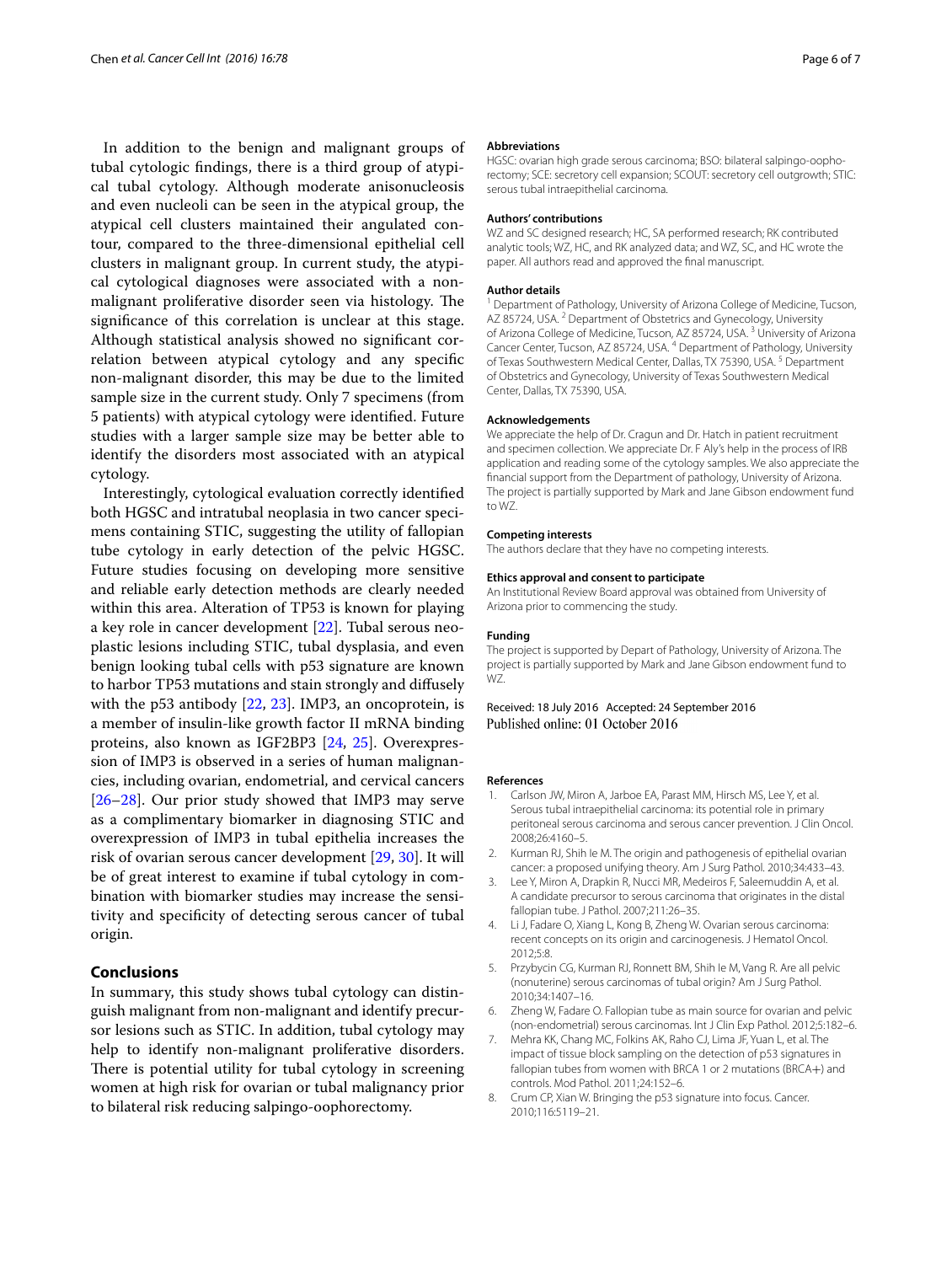In addition to the benign and malignant groups of tubal cytologic findings, there is a third group of atypical tubal cytology. Although moderate anisonucleosis and even nucleoli can be seen in the atypical group, the atypical cell clusters maintained their angulated contour, compared to the three-dimensional epithelial cell clusters in malignant group. In current study, the atypical cytological diagnoses were associated with a non-malignant proliferative disorder seen via histology. The significance of this correlation is unclear at this stage. Although statistical analysis showed no significant correlation between atypical cytology and any specific non-malignant disorder, this may be due to the limited sample size in the current study. Only 7 specimens (from 5 patients) with atypical cytology were identified. Future studies with a larger sample size may be better able to identify the disorders most associated with an atypical cytology.

Interestingly, cytological evaluation correctly identified both HGSC and intratubal neoplasia in two cancer specimens containing STIC, suggesting the utility of fallopian tube cytology in early detection of the pelvic HGSC. Future studies focusing on developing more sensitive and reliable early detection methods are clearly needed within this area. Alteration of TP53 is known for playing a key role in cancer development [22]. Tubal serous neoplastic lesions including STIC, tubal dysplasia, and even benign looking tubal cells with p53 signature are known to harbor TP53 mutations and stain strongly and diffusely with the p53 antibody [22, 23]. IMP3, an oncoprotein, is a member of insulin-like growth factor II mRNA binding proteins, also known as IGF2BP3 [24, 25]. Overexpression of IMP3 is observed in a series of human malignancies, including ovarian, endometrial, and cervical cancers [26–28]. Our prior study showed that IMP3 may serve as a complimentary biomarker in diagnosing STIC and overexpression of IMP3 in tubal epithelia increases the risk of ovarian serous cancer development [29, 30]. It will be of great interest to examine if tubal cytology in combination with biomarker studies may increase the sensitivity and specificity of detecting serous cancer of tubal origin.

## Conclusions

In summary, this study shows tubal cytology can distinguish malignant from non-malignant and identify precursor lesions such as STIC. In addition, tubal cytology may help to identify non-malignant proliferative disorders. There is potential utility for tubal cytology in screening women at high risk for ovarian or tubal malignancy prior to bilateral risk reducing salpingo-oophorectomy.

### Abbreviations

HGSC: ovarian high grade serous carcinoma; BSO: bilateral salpingo-oophorectomy; SCE: secretory cell expansion; SCOUT: secretory cell outgrowth; STIC: serous tubal intraepithelial carcinoma.

### Authors' contributions

WZ and SC designed research; HC, SA performed research; RK contributed analytic tools; WZ, HC, and RK analyzed data; and WZ, SC, and HC wrote the paper. All authors read and approved the final manuscript.

### Author details

[1] Department of Pathology, University of Arizona College of Medicine, Tucson, AZ 85724, USA. [2] Department of Obstetrics and Gynecology, University of Arizona College of Medicine, Tucson, AZ 85724, USA. [3] University of Arizona Cancer Center, Tucson, AZ 85724, USA. [4] Department of Pathology, University of Texas Southwestern Medical Center, Dallas, TX 75390, USA. [5] Department of Obstetrics and Gynecology, University of Texas Southwestern Medical Center, Dallas, TX 75390, USA.

### Acknowledgements

We appreciate the help of Dr. Cragun and Dr. Hatch in patient recruitment and specimen collection. We appreciate Dr. F Aly's help in the process of IRB application and reading some of the cytology samples. We also appreciate the financial support from the Department of pathology, University of Arizona. The project is partially supported by Mark and Jane Gibson endowment fund to WZ.

### Competing interests

The authors declare that they have no competing interests.

### Ethics approval and consent to participate

An Institutional Review Board approval was obtained from University of Arizona prior to commencing the study.

### Funding

The project is supported by Depart of Pathology, University of Arizona. The project is partially supported by Mark and Jane Gibson endowment fund to WZ.

Received: 18 July 2016 Accepted: 24 September 2016
Published online: 01 October 2016

### References

1. Carlson JW, Miron A, Jarboe EA, Parast MM, Hirsch MS, Lee Y, et al. Serous tubal intraepithelial carcinoma: its potential role in primary peritoneal serous carcinoma and serous cancer prevention. J Clin Oncol. 2008;26:4160–5.
2. Kurman RJ, Shih Ie M. The origin and pathogenesis of epithelial ovarian cancer: a proposed unifying theory. Am J Surg Pathol. 2010;34:433–43.
3. Lee Y, Miron A, Drapkin R, Nucci MR, Medeiros F, Saleemuddin A, et al. A candidate precursor to serous carcinoma that originates in the distal fallopian tube. J Pathol. 2007;211:26–35.
4. Li J, Fadare O, Xiang L, Kong B, Zheng W. Ovarian serous carcinoma: recent concepts on its origin and carcinogenesis. J Hematol Oncol. 2012;5:8.
5. Przybycin CG, Kurman RJ, Ronnett BM, Shih Ie M, Vang R. Are all pelvic (nonuterine) serous carcinomas of tubal origin? Am J Surg Pathol. 2010;34:1407–16.
6. Zheng W, Fadare O. Fallopian tube as main source for ovarian and pelvic (non-endometrial) serous carcinomas. Int J Clin Exp Pathol. 2012;5:182–6.
7. Mehra KK, Chang MC, Folkins AK, Raho CJ, Lima JF, Yuan L, et al. The impact of tissue block sampling on the detection of p53 signatures in fallopian tubes from women with BRCA 1 or 2 mutations (BRCA+) and controls. Mod Pathol. 2011;24:152–6.
8. Crum CP, Xian W. Bringing the p53 signature into focus. Cancer. 2010;116:5119–21.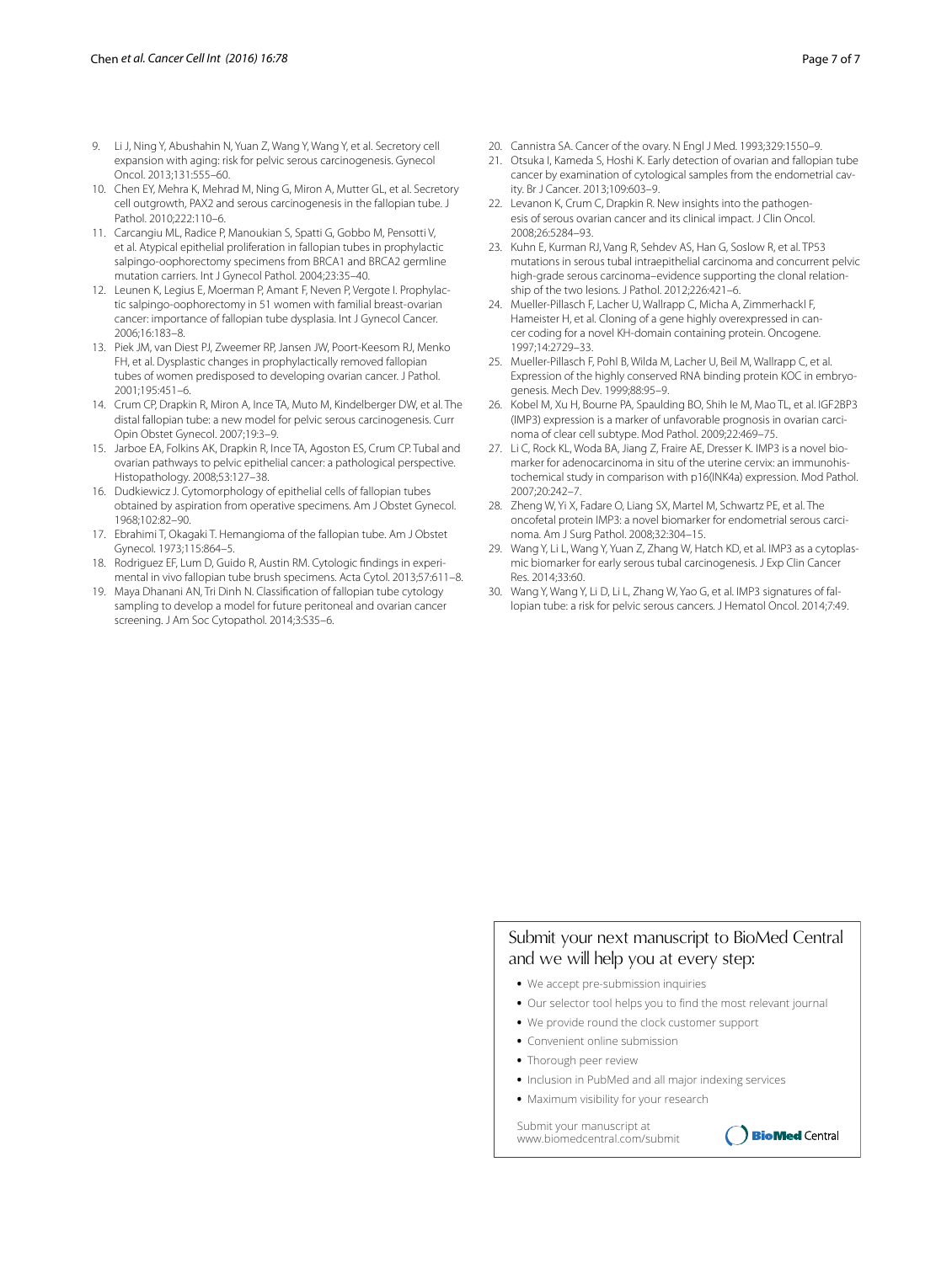9. Li J, Ning Y, Abushahin N, Yuan Z, Wang Y, Wang Y, et al. Secretory cell expansion with aging: risk for pelvic serous carcinogenesis. Gynecol Oncol. 2013;131:555–60.
10. Chen EY, Mehra K, Mehrad M, Ning G, Miron A, Mutter GL, et al. Secretory cell outgrowth, PAX2 and serous carcinogenesis in the fallopian tube. J Pathol. 2010;222:110–6.
11. Carcangiu ML, Radice P, Manoukian S, Spatti G, Gobbo M, Pensotti V, et al. Atypical epithelial proliferation in fallopian tubes in prophylactic salpingo-oophorectomy specimens from BRCA1 and BRCA2 germline mutation carriers. Int J Gynecol Pathol. 2004;23:35–40.
12. Leunen K, Legius E, Moerman P, Amant F, Neven P, Vergote I. Prophylactic salpingo-oophorectomy in 51 women with familial breast-ovarian cancer: importance of fallopian tube dysplasia. Int J Gynecol Cancer. 2006;16:183–8.
13. Piek JM, van Diest PJ, Zweemer RP, Jansen JW, Poort-Keesom RJ, Menko FH, et al. Dysplastic changes in prophylactically removed fallopian tubes of women predisposed to developing ovarian cancer. J Pathol. 2001;195:451–6.
14. Crum CP, Drapkin R, Miron A, Ince TA, Muto M, Kindelberger DW, et al. The distal fallopian tube: a new model for pelvic serous carcinogenesis. Curr Opin Obstet Gynecol. 2007;19:3–9.
15. Jarboe EA, Folkins AK, Drapkin R, Ince TA, Agoston ES, Crum CP. Tubal and ovarian pathways to pelvic epithelial cancer: a pathological perspective. Histopathology. 2008;53:127–38.
16. Dudkiewicz J. Cytomorphology of epithelial cells of fallopian tubes obtained by aspiration from operative specimens. Am J Obstet Gynecol. 1968;102:82–90.
17. Ebrahimi T, Okagaki T. Hemangioma of the fallopian tube. Am J Obstet Gynecol. 1973;115:864–5.
18. Rodriguez EF, Lum D, Guido R, Austin RM. Cytologic findings in experimental in vivo fallopian tube brush specimens. Acta Cytol. 2013;57:611–8.
19. Maya Dhanani AN, Tri Dinh N. Classification of fallopian tube cytology sampling to develop a model for future peritoneal and ovarian cancer screening. J Am Soc Cytopathol. 2014;3:S35–6.
20. Cannistra SA. Cancer of the ovary. N Engl J Med. 1993;329:1550–9.
21. Otsuka I, Kameda S, Hoshi K. Early detection of ovarian and fallopian tube cancer by examination of cytological samples from the endometrial cavity. Br J Cancer. 2013;109:603–9.
22. Levanon K, Crum C, Drapkin R. New insights into the pathogenesis of serous ovarian cancer and its clinical impact. J Clin Oncol. 2008;26:5284–93.
23. Kuhn E, Kurman RJ, Vang R, Sehdev AS, Han G, Soslow R, et al. TP53 mutations in serous tubal intraepithelial carcinoma and concurrent pelvic high-grade serous carcinoma–evidence supporting the clonal relationship of the two lesions. J Pathol. 2012;226:421–6.
24. Mueller-Pillasch F, Lacher U, Wallrapp C, Micha A, Zimmerhackl F, Hameister H, et al. Cloning of a gene highly overexpressed in cancer coding for a novel KH-domain containing protein. Oncogene. 1997;14:2729–33.
25. Mueller-Pillasch F, Pohl B, Wilda M, Lacher U, Beil M, Wallrapp C, et al. Expression of the highly conserved RNA binding protein KOC in embryogenesis. Mech Dev. 1999;88:95–9.
26. Kobel M, Xu H, Bourne PA, Spaulding BO, Shih Ie M, Mao TL, et al. IGF2BP3 (IMP3) expression is a marker of unfavorable prognosis in ovarian carcinoma of clear cell subtype. Mod Pathol. 2009;22:469–75.
27. Li C, Rock KL, Woda BA, Jiang Z, Fraire AE, Dresser K. IMP3 is a novel biomarker for adenocarcinoma in situ of the uterine cervix: an immunohistochemical study in comparison with p16(INK4a) expression. Mod Pathol. 2007;20:242–7.
28. Zheng W, Yi X, Fadare O, Liang SX, Martel M, Schwartz PE, et al. The oncofetal protein IMP3: a novel biomarker for endometrial serous carcinoma. Am J Surg Pathol. 2008;32:304–15.
29. Wang Y, Li L, Wang Y, Yuan Z, Zhang W, Hatch KD, et al. IMP3 as a cytoplasmic biomarker for early serous tubal carcinogenesis. J Exp Clin Cancer Res. 2014;33:60.
30. Wang Y, Wang Y, Li D, Li L, Zhang W, Yao G, et al. IMP3 signatures of fallopian tube: a risk for pelvic serous cancers. J Hematol Oncol. 2014;7:49.

Submit your next manuscript to BioMed Central and we will help you at every step:

- We accept pre-submission inquiries
- Our selector tool helps you to find the most relevant journal
- We provide round the clock customer support
- Convenient online submission
- Thorough peer review
- Inclusion in PubMed and all major indexing services
- Maximum visibility for your research

Submit your manuscript at www.biomedcentral.com/submit

BioMed Central